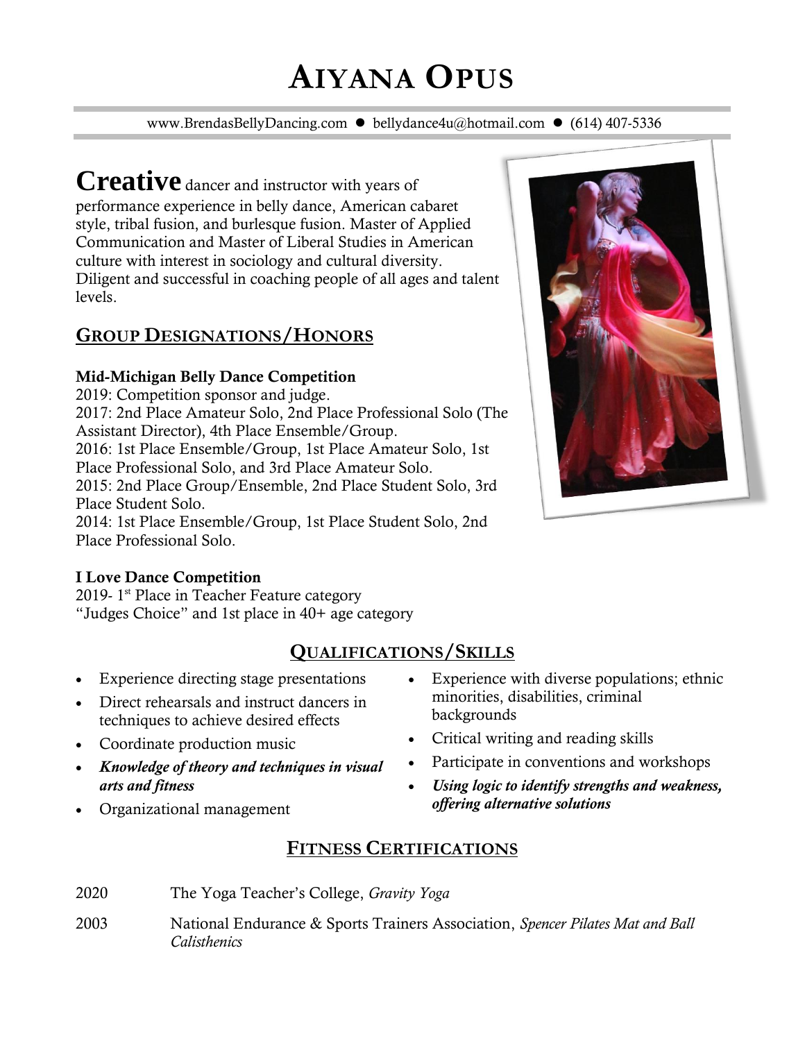# AIYANA OPUS

www.BrendasBellyDancing.com ● bellydance4u@hotmail.com ● (614) 407-5336

**Creative** dancer and instructor with years of performance experience in belly dance, American cabaret style, tribal fusion, and burlesque fusion. Master of Applied Communication and Master of Liberal Studies in American culture with interest in sociology and cultural diversity. Diligent and successful in coaching people of all ages and talent levels.

## GROUP DESIGNATIONS/HONORS

**Mid-Michigan Belly Dance Competition**

2019: Competition sponsor and judge.
2017: 2nd Place Amateur Solo, 2nd Place Professional Solo (The Assistant Director), 4th Place Ensemble/Group.
2016: 1st Place Ensemble/Group, 1st Place Amateur Solo, 1st Place Professional Solo, and 3rd Place Amateur Solo.
2015: 2nd Place Group/Ensemble, 2nd Place Student Solo, 3rd Place Student Solo.
2014: 1st Place Ensemble/Group, 1st Place Student Solo, 2nd Place Professional Solo.

**I Love Dance Competition**

2019- 1st Place in Teacher Feature category
"Judges Choice" and 1st place in 40+ age category

## QUALIFICATIONS/SKILLS

- Experience directing stage presentations
- Direct rehearsals and instruct dancers in techniques to achieve desired effects
- Coordinate production music
- ***Knowledge of theory and techniques in visual arts and fitness***
- Organizational management
- Experience with diverse populations; ethnic minorities, disabilities, criminal backgrounds
- Critical writing and reading skills
- Participate in conventions and workshops
- ***Using logic to identify strengths and weakness, offering alternative solutions***

## FITNESS CERTIFICATIONS

2020 The Yoga Teacher's College, *Gravity Yoga*

2003 National Endurance & Sports Trainers Association, *Spencer Pilates Mat and Ball Calisthenics*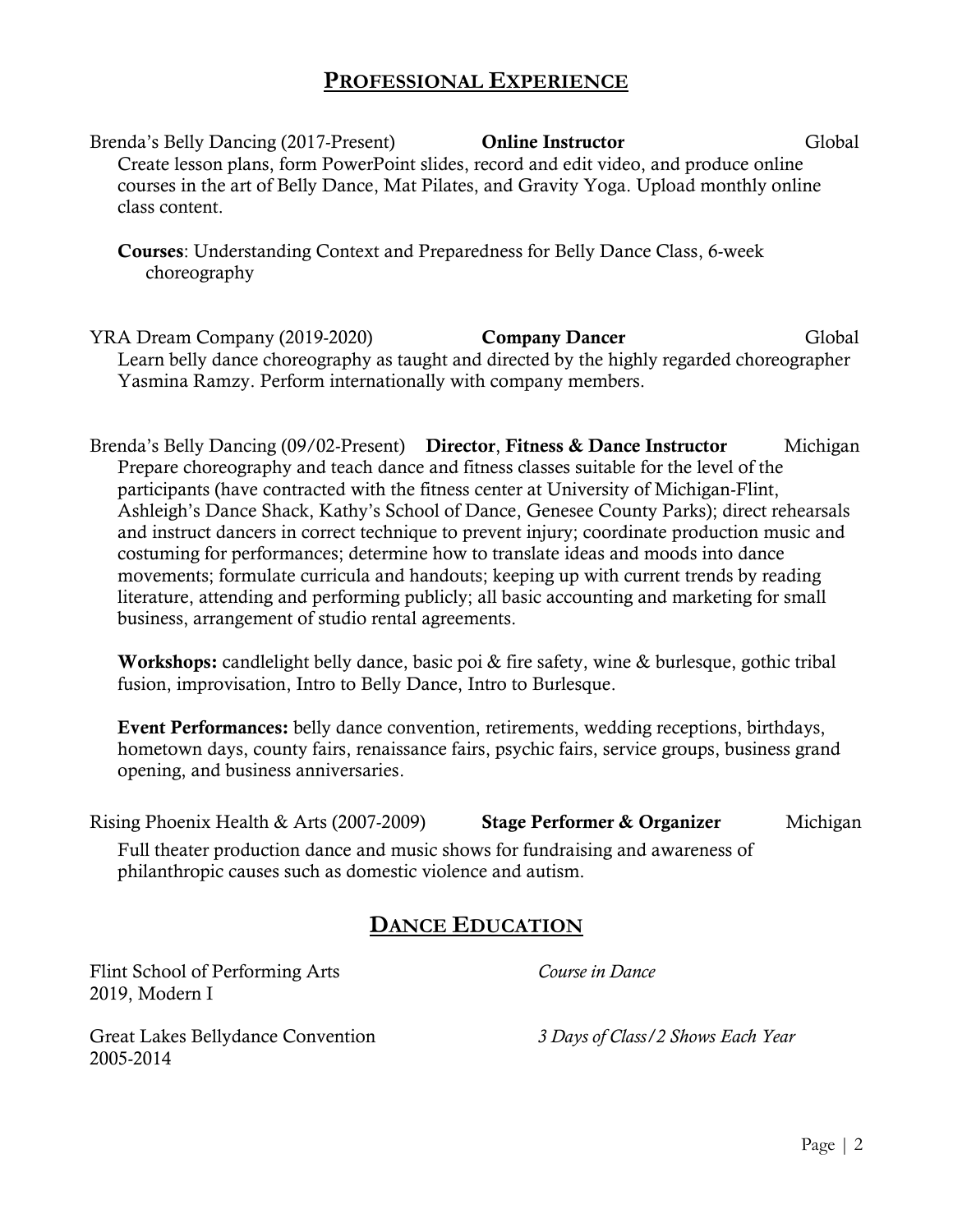## PROFESSIONAL EXPERIENCE

Brenda's Belly Dancing (2017-Present) **Online Instructor** Global

Create lesson plans, form PowerPoint slides, record and edit video, and produce online courses in the art of Belly Dance, Mat Pilates, and Gravity Yoga. Upload monthly online class content.

**Courses**: Understanding Context and Preparedness for Belly Dance Class, 6-week choreography

YRA Dream Company (2019-2020) **Company Dancer** Global

Learn belly dance choreography as taught and directed by the highly regarded choreographer Yasmina Ramzy. Perform internationally with company members.

Brenda's Belly Dancing (09/02-Present) **Director**, **Fitness & Dance Instructor** Michigan

Prepare choreography and teach dance and fitness classes suitable for the level of the participants (have contracted with the fitness center at University of Michigan-Flint, Ashleigh's Dance Shack, Kathy's School of Dance, Genesee County Parks); direct rehearsals and instruct dancers in correct technique to prevent injury; coordinate production music and costuming for performances; determine how to translate ideas and moods into dance movements; formulate curricula and handouts; keeping up with current trends by reading literature, attending and performing publicly; all basic accounting and marketing for small business, arrangement of studio rental agreements.

**Workshops:** candlelight belly dance, basic poi & fire safety, wine & burlesque, gothic tribal fusion, improvisation, Intro to Belly Dance, Intro to Burlesque.

**Event Performances:** belly dance convention, retirements, wedding receptions, birthdays, hometown days, county fairs, renaissance fairs, psychic fairs, service groups, business grand opening, and business anniversaries.

Rising Phoenix Health & Arts (2007-2009) **Stage Performer & Organizer** Michigan

Full theater production dance and music shows for fundraising and awareness of philanthropic causes such as domestic violence and autism.

## DANCE EDUCATION

Flint School of Performing Arts — *Course in Dance*
2019, Modern I

Great Lakes Bellydance Convention — *3 Days of Class/2 Shows Each Year*
2005-2014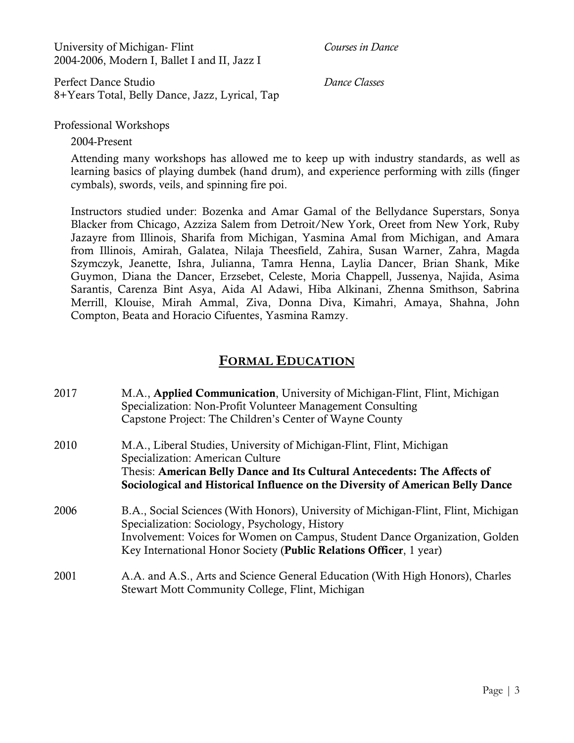University of Michigan- Flint — *Courses in Dance*
2004-2006, Modern I, Ballet I and II, Jazz I

Perfect Dance Studio — *Dance Classes*
8+Years Total, Belly Dance, Jazz, Lyrical, Tap

Professional Workshops

2004-Present

Attending many workshops has allowed me to keep up with industry standards, as well as learning basics of playing dumbek (hand drum), and experience performing with zills (finger cymbals), swords, veils, and spinning fire poi.

Instructors studied under: Bozenka and Amar Gamal of the Bellydance Superstars, Sonya Blacker from Chicago, Azziza Salem from Detroit/New York, Oreet from New York, Ruby Jazayre from Illinois, Sharifa from Michigan, Yasmina Amal from Michigan, and Amara from Illinois, Amirah, Galatea, Nilaja Theesfield, Zahira, Susan Warner, Zahra, Magda Szymczyk, Jeanette, Ishra, Julianna, Tamra Henna, Laylia Dancer, Brian Shank, Mike Guymon, Diana the Dancer, Erzsebet, Celeste, Moria Chappell, Jussenya, Najida, Asima Sarantis, Carenza Bint Asya, Aida Al Adawi, Hiba Alkinani, Zhenna Smithson, Sabrina Merrill, Klouise, Mirah Ammal, Ziva, Donna Diva, Kimahri, Amaya, Shahna, John Compton, Beata and Horacio Cifuentes, Yasmina Ramzy.

## FORMAL EDUCATION

**2017** — M.A., **Applied Communication**, University of Michigan-Flint, Flint, Michigan
Specialization: Non-Profit Volunteer Management Consulting
Capstone Project: The Children's Center of Wayne County

**2010** — M.A., Liberal Studies, University of Michigan-Flint, Flint, Michigan
Specialization: American Culture
Thesis: **American Belly Dance and Its Cultural Antecedents: The Affects of Sociological and Historical Influence on the Diversity of American Belly Dance**

**2006** — B.A., Social Sciences (With Honors), University of Michigan-Flint, Flint, Michigan
Specialization: Sociology, Psychology, History
Involvement: Voices for Women on Campus, Student Dance Organization, Golden Key International Honor Society (**Public Relations Officer**, 1 year)

**2001** — A.A. and A.S., Arts and Science General Education (With High Honors), Charles Stewart Mott Community College, Flint, Michigan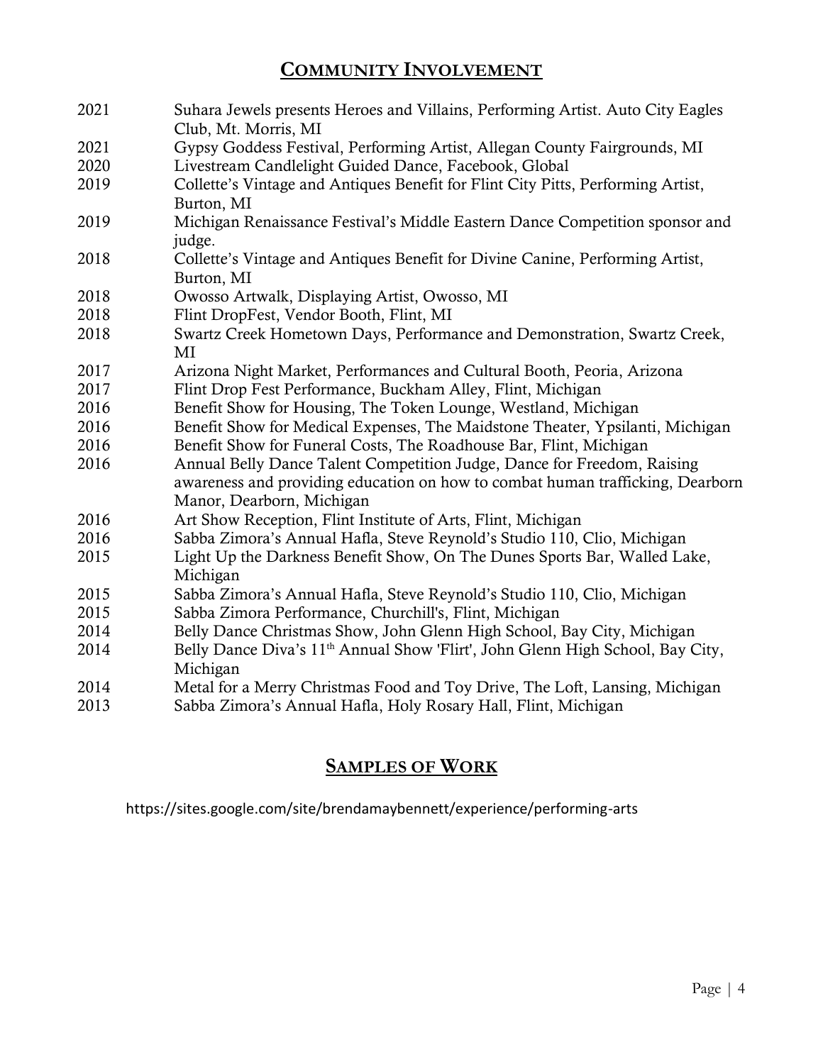## COMMUNITY INVOLVEMENT

| | |
|---|---|
| 2021 | Suhara Jewels presents Heroes and Villains, Performing Artist. Auto City Eagles Club, Mt. Morris, MI |
| 2021 | Gypsy Goddess Festival, Performing Artist, Allegan County Fairgrounds, MI |
| 2020 | Livestream Candlelight Guided Dance, Facebook, Global |
| 2019 | Collette's Vintage and Antiques Benefit for Flint City Pitts, Performing Artist, Burton, MI |
| 2019 | Michigan Renaissance Festival's Middle Eastern Dance Competition sponsor and judge. |
| 2018 | Collette's Vintage and Antiques Benefit for Divine Canine, Performing Artist, Burton, MI |
| 2018 | Owosso Artwalk, Displaying Artist, Owosso, MI |
| 2018 | Flint DropFest, Vendor Booth, Flint, MI |
| 2018 | Swartz Creek Hometown Days, Performance and Demonstration, Swartz Creek, MI |
| 2017 | Arizona Night Market, Performances and Cultural Booth, Peoria, Arizona |
| 2017 | Flint Drop Fest Performance, Buckham Alley, Flint, Michigan |
| 2016 | Benefit Show for Housing, The Token Lounge, Westland, Michigan |
| 2016 | Benefit Show for Medical Expenses, The Maidstone Theater, Ypsilanti, Michigan |
| 2016 | Benefit Show for Funeral Costs, The Roadhouse Bar, Flint, Michigan |
| 2016 | Annual Belly Dance Talent Competition Judge, Dance for Freedom, Raising awareness and providing education on how to combat human trafficking, Dearborn Manor, Dearborn, Michigan |
| 2016 | Art Show Reception, Flint Institute of Arts, Flint, Michigan |
| 2016 | Sabba Zimora's Annual Hafla, Steve Reynold's Studio 110, Clio, Michigan |
| 2015 | Light Up the Darkness Benefit Show, On The Dunes Sports Bar, Walled Lake, Michigan |
| 2015 | Sabba Zimora's Annual Hafla, Steve Reynold's Studio 110, Clio, Michigan |
| 2015 | Sabba Zimora Performance, Churchill's, Flint, Michigan |
| 2014 | Belly Dance Christmas Show, John Glenn High School, Bay City, Michigan |
| 2014 | Belly Dance Diva's 11th Annual Show 'Flirt', John Glenn High School, Bay City, Michigan |
| 2014 | Metal for a Merry Christmas Food and Toy Drive, The Loft, Lansing, Michigan |
| 2013 | Sabba Zimora's Annual Hafla, Holy Rosary Hall, Flint, Michigan |

## SAMPLES OF WORK

https://sites.google.com/site/brendamaybennett/experience/performing-arts